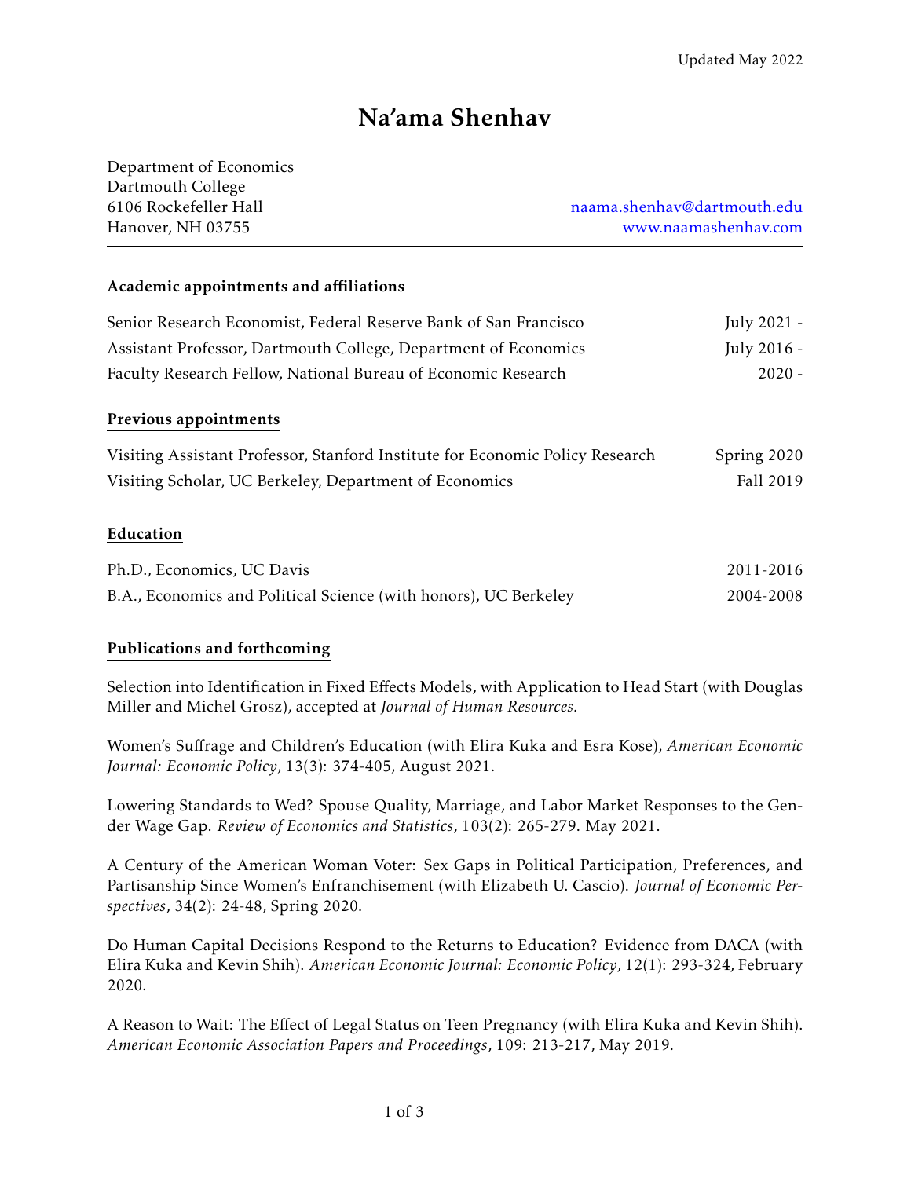Updated May 2022

# Na'ama Shenhav

Department of Economics
Dartmouth College
6106 Rockefeller Hall
Hanover, NH 03755

naama.shenhav@dartmouth.edu
www.naamashenhav.com

## Academic appointments and affiliations

| | |
|---|---|
| Senior Research Economist, Federal Reserve Bank of San Francisco | July 2021 - |
| Assistant Professor, Dartmouth College, Department of Economics | July 2016 - |
| Faculty Research Fellow, National Bureau of Economic Research | 2020 - |

## Previous appointments

| | |
|---|---|
| Visiting Assistant Professor, Stanford Institute for Economic Policy Research | Spring 2020 |
| Visiting Scholar, UC Berkeley, Department of Economics | Fall 2019 |

## Education

| | |
|---|---|
| Ph.D., Economics, UC Davis | 2011-2016 |
| B.A., Economics and Political Science (with honors), UC Berkeley | 2004-2008 |

## Publications and forthcoming

Selection into Identification in Fixed Effects Models, with Application to Head Start (with Douglas Miller and Michel Grosz), accepted at *Journal of Human Resources.*

Women's Suffrage and Children's Education (with Elira Kuka and Esra Kose), *American Economic Journal: Economic Policy*, 13(3): 374-405, August 2021.

Lowering Standards to Wed? Spouse Quality, Marriage, and Labor Market Responses to the Gender Wage Gap. *Review of Economics and Statistics*, 103(2): 265-279. May 2021.

A Century of the American Woman Voter: Sex Gaps in Political Participation, Preferences, and Partisanship Since Women's Enfranchisement (with Elizabeth U. Cascio). *Journal of Economic Perspectives*, 34(2): 24-48, Spring 2020.

Do Human Capital Decisions Respond to the Returns to Education? Evidence from DACA (with Elira Kuka and Kevin Shih). *American Economic Journal: Economic Policy*, 12(1): 293-324, February 2020.

A Reason to Wait: The Effect of Legal Status on Teen Pregnancy (with Elira Kuka and Kevin Shih). *American Economic Association Papers and Proceedings*, 109: 213-217, May 2019.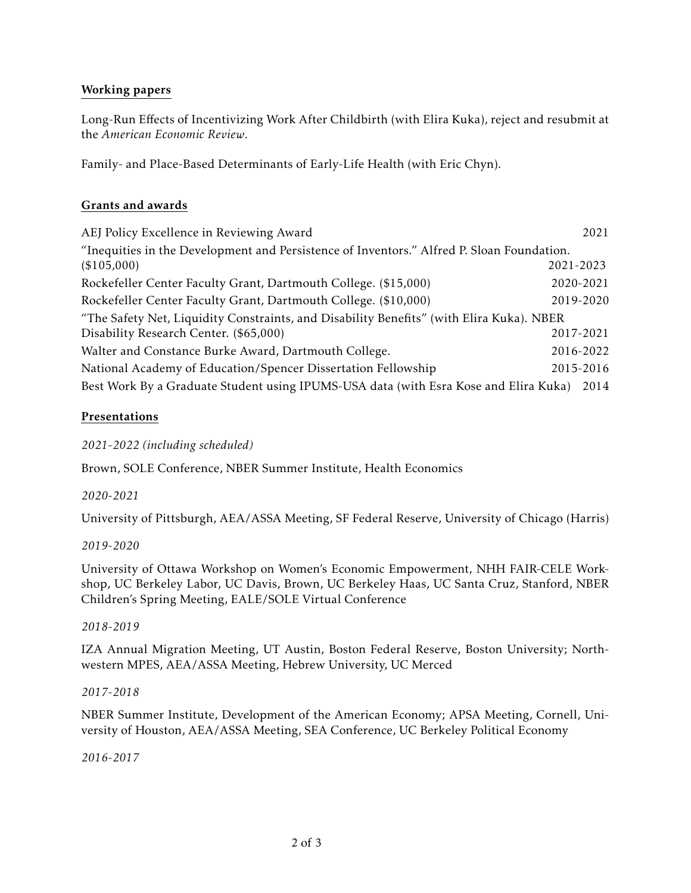## Working papers

Long-Run Effects of Incentivizing Work After Childbirth (with Elira Kuka), reject and resubmit at the *American Economic Review*.

Family- and Place-Based Determinants of Early-Life Health (with Eric Chyn).

## Grants and awards

| | |
|---|---|
| AEJ Policy Excellence in Reviewing Award | 2021 |
| "Inequities in the Development and Persistence of Inventors." Alfred P. Sloan Foundation. ($105,000) | 2021-2023 |
| Rockefeller Center Faculty Grant, Dartmouth College. ($15,000) | 2020-2021 |
| Rockefeller Center Faculty Grant, Dartmouth College. ($10,000) | 2019-2020 |
| "The Safety Net, Liquidity Constraints, and Disability Benefits" (with Elira Kuka). NBER Disability Research Center. ($65,000) | 2017-2021 |
| Walter and Constance Burke Award, Dartmouth College. | 2016-2022 |
| National Academy of Education/Spencer Dissertation Fellowship | 2015-2016 |
| Best Work By a Graduate Student using IPUMS-USA data (with Esra Kose and Elira Kuka) | 2014 |

## Presentations

*2021-2022 (including scheduled)*

Brown, SOLE Conference, NBER Summer Institute, Health Economics

*2020-2021*

University of Pittsburgh, AEA/ASSA Meeting, SF Federal Reserve, University of Chicago (Harris)

*2019-2020*

University of Ottawa Workshop on Women's Economic Empowerment, NHH FAIR-CELE Workshop, UC Berkeley Labor, UC Davis, Brown, UC Berkeley Haas, UC Santa Cruz, Stanford, NBER Children's Spring Meeting, EALE/SOLE Virtual Conference

*2018-2019*

IZA Annual Migration Meeting, UT Austin, Boston Federal Reserve, Boston University; Northwestern MPES, AEA/ASSA Meeting, Hebrew University, UC Merced

*2017-2018*

NBER Summer Institute, Development of the American Economy; APSA Meeting, Cornell, University of Houston, AEA/ASSA Meeting, SEA Conference, UC Berkeley Political Economy

*2016-2017*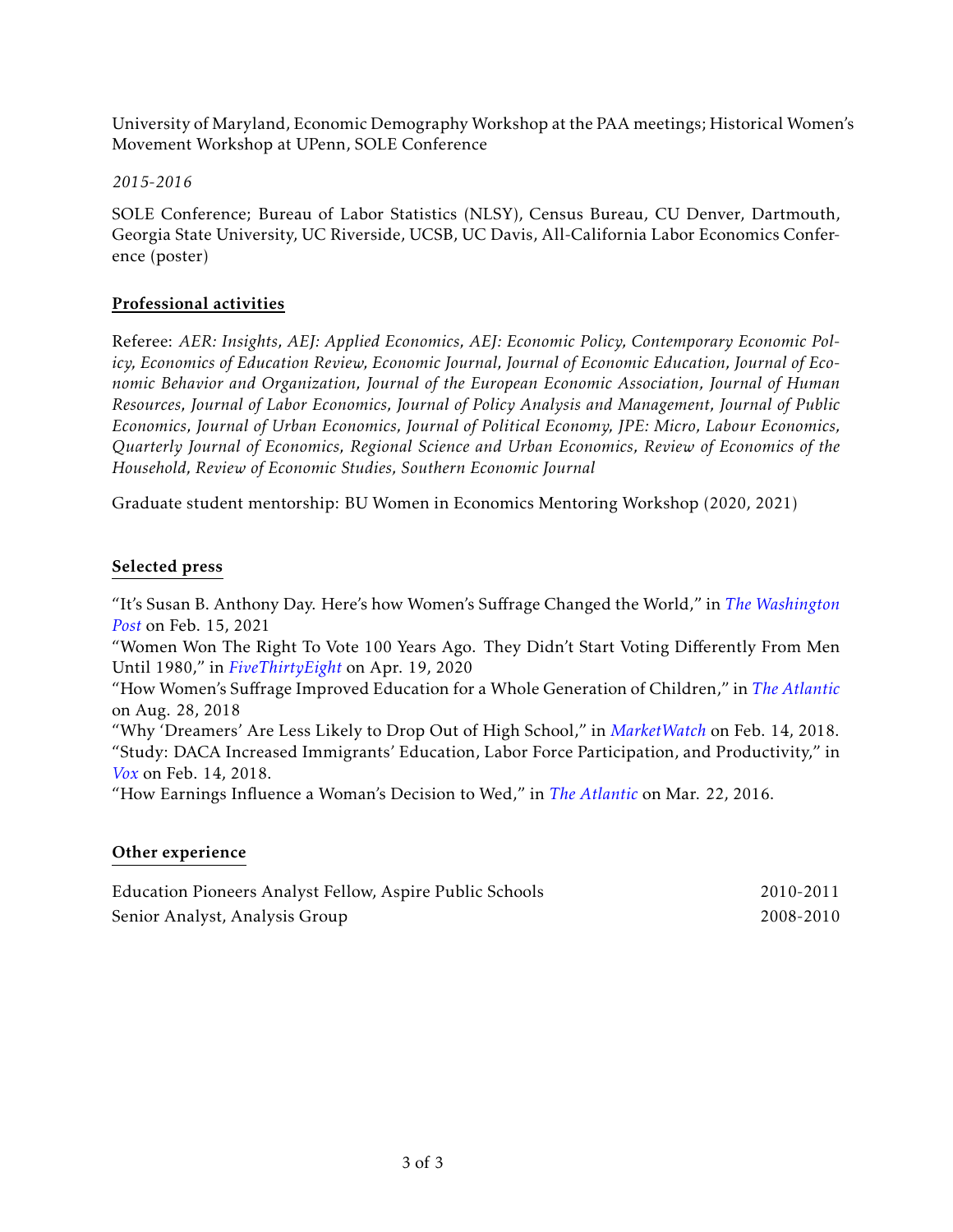University of Maryland, Economic Demography Workshop at the PAA meetings; Historical Women's Movement Workshop at UPenn, SOLE Conference

*2015-2016*

SOLE Conference; Bureau of Labor Statistics (NLSY), Census Bureau, CU Denver, Dartmouth, Georgia State University, UC Riverside, UCSB, UC Davis, All-California Labor Economics Conference (poster)

## Professional activities

Referee: *AER: Insights*, *AEJ: Applied Economics*, *AEJ: Economic Policy*, *Contemporary Economic Policy*, *Economics of Education Review*, *Economic Journal*, *Journal of Economic Education*, *Journal of Economic Behavior and Organization*, *Journal of the European Economic Association*, *Journal of Human Resources*, *Journal of Labor Economics*, *Journal of Policy Analysis and Management*, *Journal of Public Economics*, *Journal of Urban Economics*, *Journal of Political Economy*, *JPE: Micro*, *Labour Economics*, *Quarterly Journal of Economics*, *Regional Science and Urban Economics*, *Review of Economics of the Household*, *Review of Economic Studies*, *Southern Economic Journal*

Graduate student mentorship: BU Women in Economics Mentoring Workshop (2020, 2021)

## Selected press

"It's Susan B. Anthony Day. Here's how Women's Suffrage Changed the World," in *The Washington Post* on Feb. 15, 2021
"Women Won The Right To Vote 100 Years Ago. They Didn't Start Voting Differently From Men Until 1980," in *FiveThirtyEight* on Apr. 19, 2020
"How Women's Suffrage Improved Education for a Whole Generation of Children," in *The Atlantic* on Aug. 28, 2018
"Why 'Dreamers' Are Less Likely to Drop Out of High School," in *MarketWatch* on Feb. 14, 2018.
"Study: DACA Increased Immigrants' Education, Labor Force Participation, and Productivity," in *Vox* on Feb. 14, 2018.
"How Earnings Influence a Woman's Decision to Wed," in *The Atlantic* on Mar. 22, 2016.

## Other experience

| | |
|---|---|
| Education Pioneers Analyst Fellow, Aspire Public Schools | 2010-2011 |
| Senior Analyst, Analysis Group | 2008-2010 |